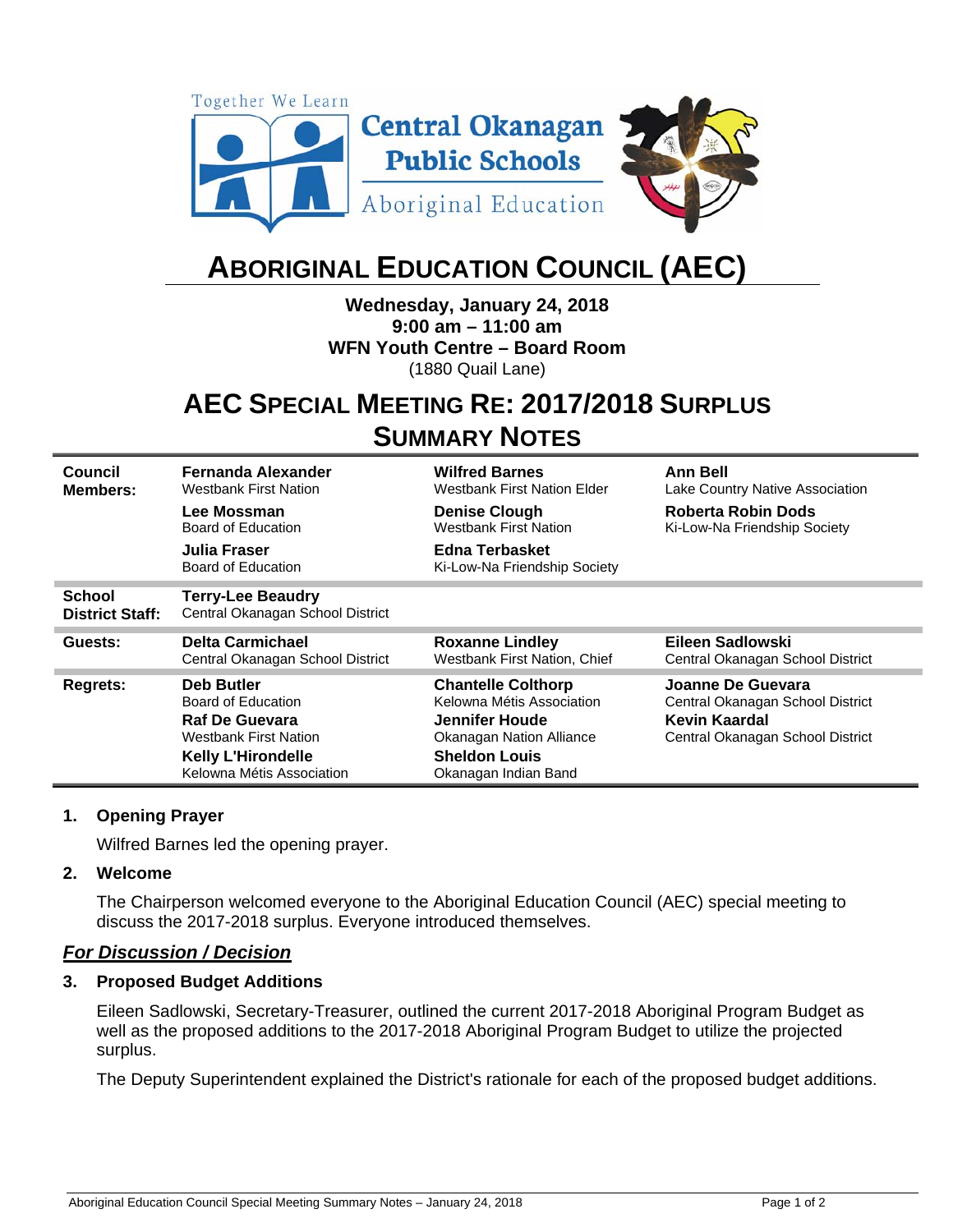Together We Learn

**Central Okanagan Public Schools**

Aboriginal Education

# ABORIGINAL EDUCATION COUNCIL (AEC)

**Wednesday, January 24, 2018**
**9:00 am – 11:00 am**
**WFN Youth Centre – Board Room**
(1880 Quail Lane)

## AEC SPECIAL MEETING RE: 2017/2018 SURPLUS SUMMARY NOTES

| | | | |
|---|---|---|---|
| **Council Members:** | **Fernanda Alexander**<br>Westbank First Nation<br>**Lee Mossman**<br>Board of Education<br>**Julia Fraser**<br>Board of Education | **Wilfred Barnes**<br>Westbank First Nation Elder<br>**Denise Clough**<br>Westbank First Nation<br>**Edna Terbasket**<br>Ki-Low-Na Friendship Society | **Ann Bell**<br>Lake Country Native Association<br>**Roberta Robin Dods**<br>Ki-Low-Na Friendship Society |
| **School District Staff:** | **Terry-Lee Beaudry**<br>Central Okanagan School District | | |
| **Guests:** | **Delta Carmichael**<br>Central Okanagan School District | **Roxanne Lindley**<br>Westbank First Nation, Chief | **Eileen Sadlowski**<br>Central Okanagan School District |
| **Regrets:** | **Deb Butler**<br>Board of Education<br>**Raf De Guevara**<br>Westbank First Nation<br>**Kelly L'Hirondelle**<br>Kelowna Métis Association | **Chantelle Colthorp**<br>Kelowna Métis Association<br>**Jennifer Houde**<br>Okanagan Nation Alliance<br>**Sheldon Louis**<br>Okanagan Indian Band | **Joanne De Guevara**<br>Central Okanagan School District<br>**Kevin Kaardal**<br>Central Okanagan School District |

### 1. Opening Prayer

Wilfred Barnes led the opening prayer.

### 2. Welcome

The Chairperson welcomed everyone to the Aboriginal Education Council (AEC) special meeting to discuss the 2017-2018 surplus. Everyone introduced themselves.

***For Discussion / Decision***

### 3. Proposed Budget Additions

Eileen Sadlowski, Secretary-Treasurer, outlined the current 2017-2018 Aboriginal Program Budget as well as the proposed additions to the 2017-2018 Aboriginal Program Budget to utilize the projected surplus.

The Deputy Superintendent explained the District's rationale for each of the proposed budget additions.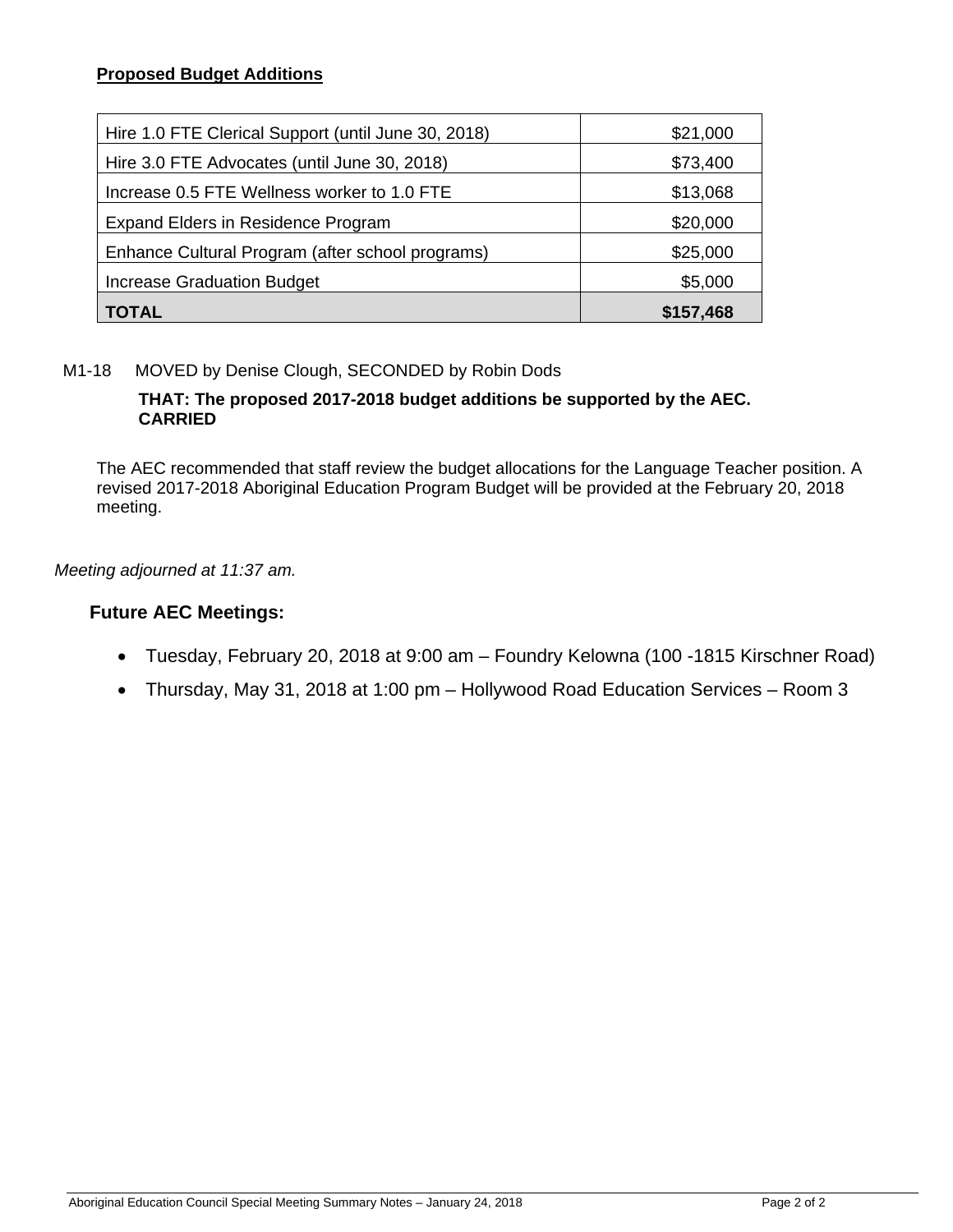**Proposed Budget Additions**

| | |
|---|---|
| Hire 1.0 FTE Clerical Support (until June 30, 2018) | $21,000 |
| Hire 3.0 FTE Advocates (until June 30, 2018) | $73,400 |
| Increase 0.5 FTE Wellness worker to 1.0 FTE | $13,068 |
| Expand Elders in Residence Program | $20,000 |
| Enhance Cultural Program (after school programs) | $25,000 |
| Increase Graduation Budget | $5,000 |
| **TOTAL** | **$157,468** |

M1-18 MOVED by Denise Clough, SECONDED by Robin Dods

**THAT: The proposed 2017-2018 budget additions be supported by the AEC.**
**CARRIED**

The AEC recommended that staff review the budget allocations for the Language Teacher position. A revised 2017-2018 Aboriginal Education Program Budget will be provided at the February 20, 2018 meeting.

*Meeting adjourned at 11:37 am.*

### Future AEC Meetings:

- Tuesday, February 20, 2018 at 9:00 am – Foundry Kelowna (100 -1815 Kirschner Road)
- Thursday, May 31, 2018 at 1:00 pm – Hollywood Road Education Services – Room 3